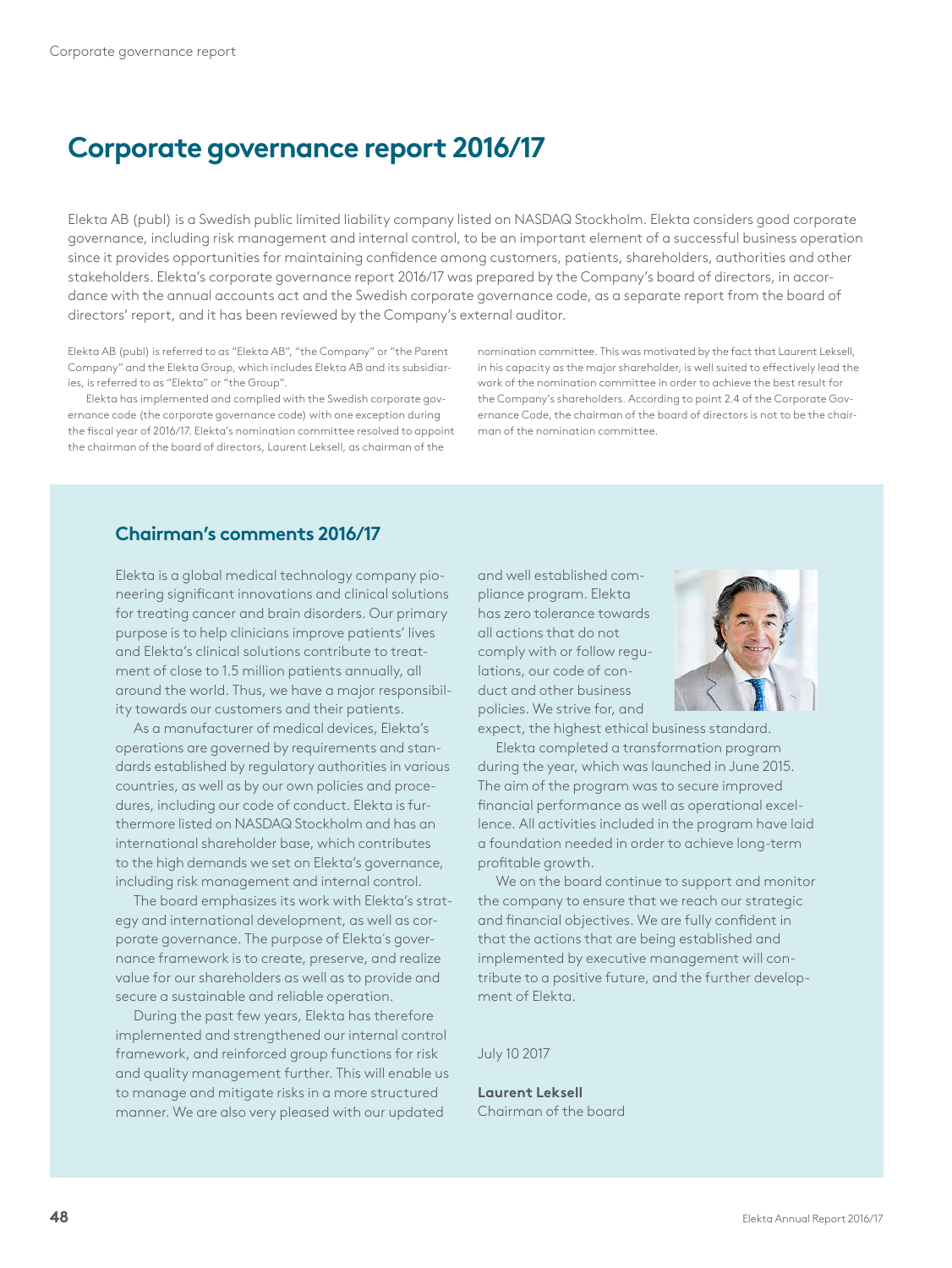# Corporate governance report 2016/17

Elekta AB (publ) is a Swedish public limited liability company listed on NASDAQ Stockholm. Elekta considers good corporate governance, including risk management and internal control, to be an important element of a successful business operation since it provides opportunities for maintaining confidence among customers, patients, shareholders, authorities and other stakeholders. Elekta's corporate governance report 2016/17 was prepared by the Company's board of directors, in accordance with the annual accounts act and the Swedish corporate governance code, as a separate report from the board of directors' report, and it has been reviewed by the Company's external auditor.

Elekta AB (publ) is referred to as "Elekta AB", "the Company" or "the Parent Company" and the Elekta Group, which includes Elekta AB and its subsidiaries, is referred to as "Elekta" or "the Group".

Elekta has implemented and complied with the Swedish corporate governance code (the corporate governance code) with one exception during the fiscal year of 2016/17. Elekta's nomination committee resolved to appoint the chairman of the board of directors, Laurent Leksell, as chairman of the nomination committee. This was motivated by the fact that Laurent Leksell, in his capacity as the major shareholder, is well suited to effectively lead the work of the nomination committee in order to achieve the best result for the Company's shareholders. According to point 2.4 of the Corporate Governance Code, the chairman of the board of directors is not to be the chairman of the nomination committee.

## Chairman's comments 2016/17

Elekta is a global medical technology company pioneering significant innovations and clinical solutions for treating cancer and brain disorders. Our primary purpose is to help clinicians improve patients' lives and Elekta's clinical solutions contribute to treatment of close to 1.5 million patients annually, all around the world. Thus, we have a major responsibility towards our customers and their patients.

As a manufacturer of medical devices, Elekta's operations are governed by requirements and standards established by regulatory authorities in various countries, as well as by our own policies and procedures, including our code of conduct. Elekta is furthermore listed on NASDAQ Stockholm and has an international shareholder base, which contributes to the high demands we set on Elekta's governance, including risk management and internal control.

The board emphasizes its work with Elekta's strategy and international development, as well as corporate governance. The purpose of Elekta's governance framework is to create, preserve, and realize value for our shareholders as well as to provide and secure a sustainable and reliable operation.

During the past few years, Elekta has therefore implemented and strengthened our internal control framework, and reinforced group functions for risk and quality management further. This will enable us to manage and mitigate risks in a more structured manner. We are also very pleased with our updated and well established compliance program. Elekta has zero tolerance towards all actions that do not comply with or follow regulations, our code of conduct and other business policies. We strive for, and expect, the highest ethical business standard.

Elekta completed a transformation program during the year, which was launched in June 2015. The aim of the program was to secure improved financial performance as well as operational excellence. All activities included in the program have laid a foundation needed in order to achieve long-term profitable growth.

We on the board continue to support and monitor the company to ensure that we reach our strategic and financial objectives. We are fully confident in that the actions that are being established and implemented by executive management will contribute to a positive future, and the further development of Elekta.

July 10 2017

**Laurent Leksell**
Chairman of the board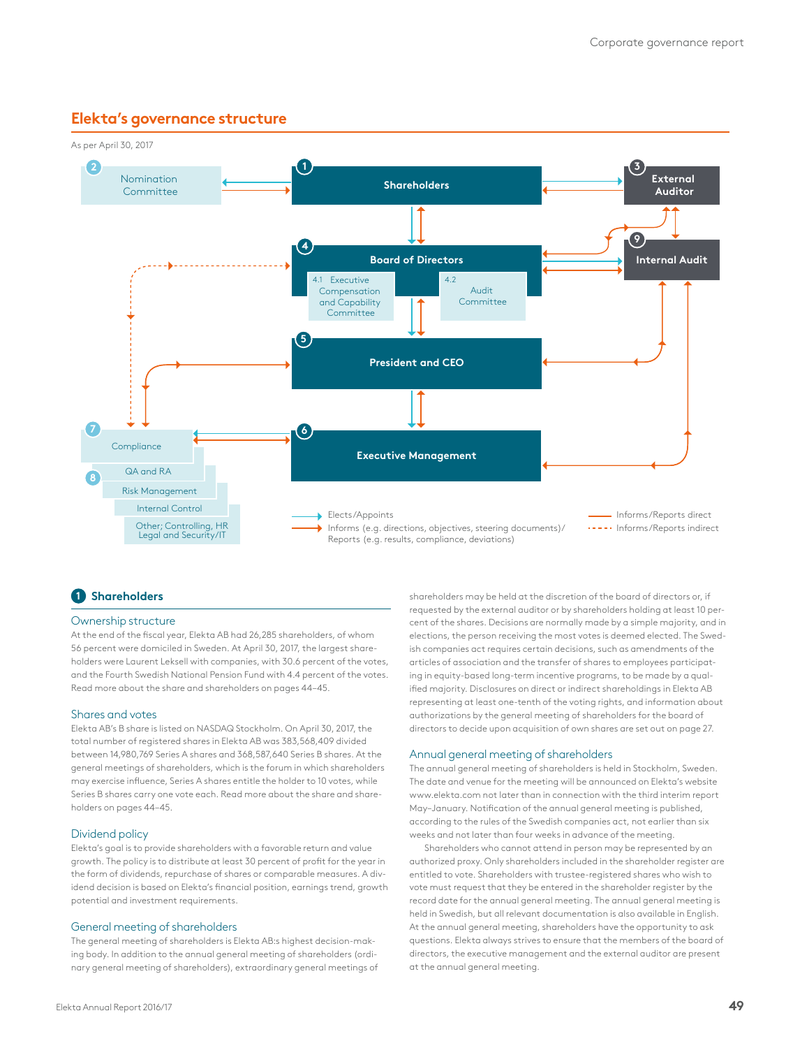## Elekta's governance structure

As per April 30, 2017

1 Shareholders

2 Nomination Committee

3 External Auditor

4 Board of Directors

4.1 Executive Compensation and Capability Committee

4.2 Audit Committee

5 President and CEO

6 Executive Management

7 Compliance

8 QA and RA

Risk Management

Internal Control

Other; Controlling, HR Legal and Security/IT

9 Internal Audit

Elects/Appoints

Informs (e.g. directions, objectives, steering documents)/ Reports (e.g. results, compliance, deviations)

Informs/Reports direct

Informs/Reports indirect

### 1 Shareholders

#### Ownership structure

At the end of the fiscal year, Elekta AB had 26,285 shareholders, of whom 56 percent were domiciled in Sweden. At April 30, 2017, the largest shareholders were Laurent Leksell with companies, with 30.6 percent of the votes, and the Fourth Swedish National Pension Fund with 4.4 percent of the votes. Read more about the share and shareholders on pages 44–45.

#### Shares and votes

Elekta AB's B share is listed on NASDAQ Stockholm. On April 30, 2017, the total number of registered shares in Elekta AB was 383,568,409 divided between 14,980,769 Series A shares and 368,587,640 Series B shares. At the general meetings of shareholders, which is the forum in which shareholders may exercise influence, Series A shares entitle the holder to 10 votes, while Series B shares carry one vote each. Read more about the share and shareholders on pages 44–45.

#### Dividend policy

Elekta's goal is to provide shareholders with a favorable return and value growth. The policy is to distribute at least 30 percent of profit for the year in the form of dividends, repurchase of shares or comparable measures. A dividend decision is based on Elekta's financial position, earnings trend, growth potential and investment requirements.

#### General meeting of shareholders

The general meeting of shareholders is Elekta AB:s highest decision-making body. In addition to the annual general meeting of shareholders (ordinary general meeting of shareholders), extraordinary general meetings of shareholders may be held at the discretion of the board of directors or, if requested by the external auditor or by shareholders holding at least 10 percent of the shares. Decisions are normally made by a simple majority, and in elections, the person receiving the most votes is deemed elected. The Swedish companies act requires certain decisions, such as amendments of the articles of association and the transfer of shares to employees participating in equity-based long-term incentive programs, to be made by a qualified majority. Disclosures on direct or indirect shareholdings in Elekta AB representing at least one-tenth of the voting rights, and information about authorizations by the general meeting of shareholders for the board of directors to decide upon acquisition of own shares are set out on page 27.

#### Annual general meeting of shareholders

The annual general meeting of shareholders is held in Stockholm, Sweden. The date and venue for the meeting will be announced on Elekta's website www.elekta.com not later than in connection with the third interim report May–January. Notification of the annual general meeting is published, according to the rules of the Swedish companies act, not earlier than six weeks and not later than four weeks in advance of the meeting.

Shareholders who cannot attend in person may be represented by an authorized proxy. Only shareholders included in the shareholder register are entitled to vote. Shareholders with trustee-registered shares who wish to vote must request that they be entered in the shareholder register by the record date for the annual general meeting. The annual general meeting is held in Swedish, but all relevant documentation is also available in English. At the annual general meeting, shareholders have the opportunity to ask questions. Elekta always strives to ensure that the members of the board of directors, the executive management and the external auditor are present at the annual general meeting.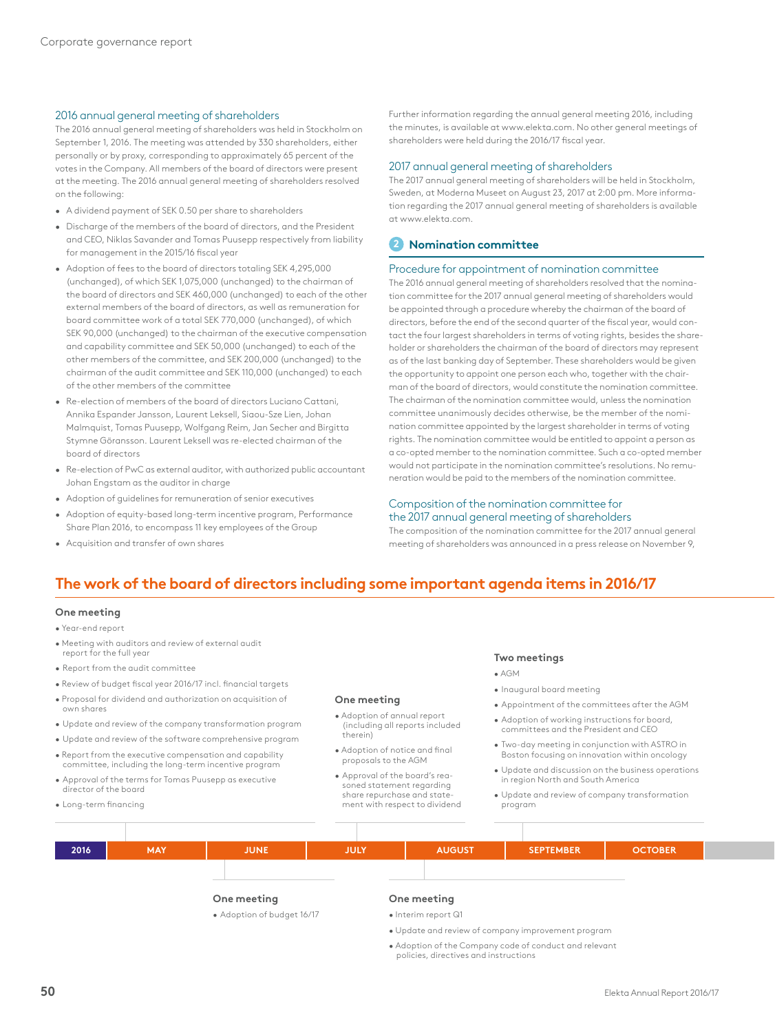## 2016 annual general meeting of shareholders

The 2016 annual general meeting of shareholders was held in Stockholm on September 1, 2016. The meeting was attended by 330 shareholders, either personally or by proxy, corresponding to approximately 65 percent of the votes in the Company. All members of the board of directors were present at the meeting. The 2016 annual general meeting of shareholders resolved on the following:

- A dividend payment of SEK 0.50 per share to shareholders
- Discharge of the members of the board of directors, and the President and CEO, Niklas Savander and Tomas Puusepp respectively from liability for management in the 2015/16 fiscal year
- Adoption of fees to the board of directors totaling SEK 4,295,000 (unchanged), of which SEK 1,075,000 (unchanged) to the chairman of the board of directors and SEK 460,000 (unchanged) to each of the other external members of the board of directors, as well as remuneration for board committee work of a total SEK 770,000 (unchanged), of which SEK 90,000 (unchanged) to the chairman of the executive compensation and capability committee and SEK 50,000 (unchanged) to each of the other members of the committee, and SEK 200,000 (unchanged) to the chairman of the audit committee and SEK 110,000 (unchanged) to each of the other members of the committee
- Re-election of members of the board of directors Luciano Cattani, Annika Espander Jansson, Laurent Leksell, Siaou-Sze Lien, Johan Malmquist, Tomas Puusepp, Wolfgang Reim, Jan Secher and Birgitta Stymne Göransson. Laurent Leksell was re-elected chairman of the board of directors
- Re-election of PwC as external auditor, with authorized public accountant Johan Engstam as the auditor in charge
- Adoption of guidelines for remuneration of senior executives
- Adoption of equity-based long-term incentive program, Performance Share Plan 2016, to encompass 11 key employees of the Group
- Acquisition and transfer of own shares

Further information regarding the annual general meeting 2016, including the minutes, is available at www.elekta.com. No other general meetings of shareholders were held during the 2016/17 fiscal year.

## 2017 annual general meeting of shareholders

The 2017 annual general meeting of shareholders will be held in Stockholm, Sweden, at Moderna Museet on August 23, 2017 at 2:00 pm. More information regarding the 2017 annual general meeting of shareholders is available at www.elekta.com.

## 2 Nomination committee

### Procedure for appointment of nomination committee

The 2016 annual general meeting of shareholders resolved that the nomination committee for the 2017 annual general meeting of shareholders would be appointed through a procedure whereby the chairman of the board of directors, before the end of the second quarter of the fiscal year, would contact the four largest shareholders in terms of voting rights, besides the shareholder or shareholders the chairman of the board of directors may represent as of the last banking day of September. These shareholders would be given the opportunity to appoint one person each who, together with the chairman of the board of directors, would constitute the nomination committee. The chairman of the nomination committee would, unless the nomination committee unanimously decides otherwise, be the member of the nomination committee appointed by the largest shareholder in terms of voting rights. The nomination committee would be entitled to appoint a person as a co-opted member to the nomination committee. Such a co-opted member would not participate in the nomination committee's resolutions. No remuneration would be paid to the members of the nomination committee.

### Composition of the nomination committee for the 2017 annual general meeting of shareholders

The composition of the nomination committee for the 2017 annual general meeting of shareholders was announced in a press release on November 9,

## The work of the board of directors including some important agenda items in 2016/17

2016 | MAY | JUNE | JULY | AUGUST | SEPTEMBER | OCTOBER

**May – One meeting**

- Year-end report
- Meeting with auditors and review of external audit report for the full year
- Report from the audit committee
- Review of budget fiscal year 2016/17 incl. financial targets
- Proposal for dividend and authorization on acquisition of own shares
- Update and review of the company transformation program
- Update and review of the software comprehensive program
- Report from the executive compensation and capability committee, including the long-term incentive program
- Approval of the terms for Tomas Puusepp as executive director of the board
- Long-term financing

**June – One meeting**

- Adoption of budget 16/17

**July – One meeting**

- Adoption of annual report (including all reports included therein)
- Adoption of notice and final proposals to the AGM
- Approval of the board's reasoned statement regarding share repurchase and statement with respect to dividend

**August – One meeting**

- Interim report Q1
- Update and review of company improvement program
- Adoption of the Company code of conduct and relevant policies, directives and instructions

**September – Two meetings**

- AGM
- Inaugural board meeting
- Appointment of the committees after the AGM
- Adoption of working instructions for board, committees and the President and CEO
- Two-day meeting in conjunction with ASTRO in Boston focusing on innovation within oncology
- Update and discussion on the business operations in region North and South America
- Update and review of company transformation program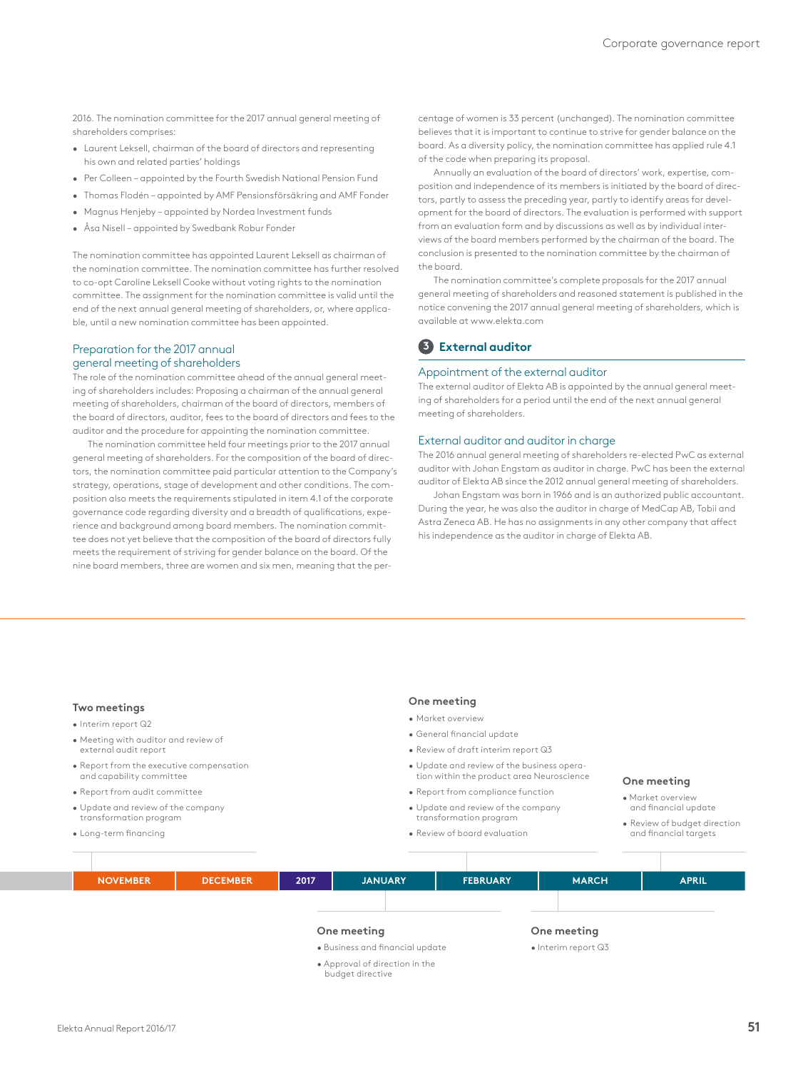2016. The nomination committee for the 2017 annual general meeting of shareholders comprises:

- Laurent Leksell, chairman of the board of directors and representing his own and related parties' holdings
- Per Colleen – appointed by the Fourth Swedish National Pension Fund
- Thomas Flodén – appointed by AMF Pensionsförsäkring and AMF Fonder
- Magnus Henjeby – appointed by Nordea Investment funds
- Åsa Nisell – appointed by Swedbank Robur Fonder

The nomination committee has appointed Laurent Leksell as chairman of the nomination committee. The nomination committee has further resolved to co-opt Caroline Leksell Cooke without voting rights to the nomination committee. The assignment for the nomination committee is valid until the end of the next annual general meeting of shareholders, or, where applicable, until a new nomination committee has been appointed.

### Preparation for the 2017 annual general meeting of shareholders

The role of the nomination committee ahead of the annual general meeting of shareholders includes: Proposing a chairman of the annual general meeting of shareholders, chairman of the board of directors, members of the board of directors, auditor, fees to the board of directors and fees to the auditor and the procedure for appointing the nomination committee.

The nomination committee held four meetings prior to the 2017 annual general meeting of shareholders. For the composition of the board of directors, the nomination committee paid particular attention to the Company's strategy, operations, stage of development and other conditions. The composition also meets the requirements stipulated in item 4.1 of the corporate governance code regarding diversity and a breadth of qualifications, experience and background among board members. The nomination committee does not yet believe that the composition of the board of directors fully meets the requirement of striving for gender balance on the board. Of the nine board members, three are women and six men, meaning that the percentage of women is 33 percent (unchanged). The nomination committee believes that it is important to continue to strive for gender balance on the board. As a diversity policy, the nomination committee has applied rule 4.1 of the code when preparing its proposal.

Annually an evaluation of the board of directors' work, expertise, composition and independence of its members is initiated by the board of directors, partly to assess the preceding year, partly to identify areas for development for the board of directors. The evaluation is performed with support from an evaluation form and by discussions as well as by individual interviews of the board members performed by the chairman of the board. The conclusion is presented to the nomination committee by the chairman of the board.

The nomination committee's complete proposals for the 2017 annual general meeting of shareholders and reasoned statement is published in the notice convening the 2017 annual general meeting of shareholders, which is available at www.elekta.com

## 3 External auditor

### Appointment of the external auditor

The external auditor of Elekta AB is appointed by the annual general meeting of shareholders for a period until the end of the next annual general meeting of shareholders.

### External auditor and auditor in charge

The 2016 annual general meeting of shareholders re-elected PwC as external auditor with Johan Engstam as auditor in charge. PwC has been the external auditor of Elekta AB since the 2012 annual general meeting of shareholders.

Johan Engstam was born in 1966 and is an authorized public accountant. During the year, he was also the auditor in charge of MedCap AB, Tobii and Astra Zeneca AB. He has no assignments in any other company that affect his independence as the auditor in charge of Elekta AB.

NOVEMBER | DECEMBER | 2017 | JANUARY | FEBRUARY | MARCH | APRIL

**Two meetings**
- Interim report Q2
- Meeting with auditor and review of external audit report
- Report from the executive compensation and capability committee
- Report from audit committee
- Update and review of the company transformation program
- Long-term financing

**One meeting**
- Business and financial update
- Approval of direction in the budget directive

**One meeting**
- Market overview
- General financial update
- Review of draft interim report Q3
- Update and review of the business operation within the product area Neuroscience
- Report from compliance function
- Update and review of the company transformation program
- Review of board evaluation

**One meeting**
- Interim report Q3

**One meeting**
- Market overview and financial update
- Review of budget direction and financial targets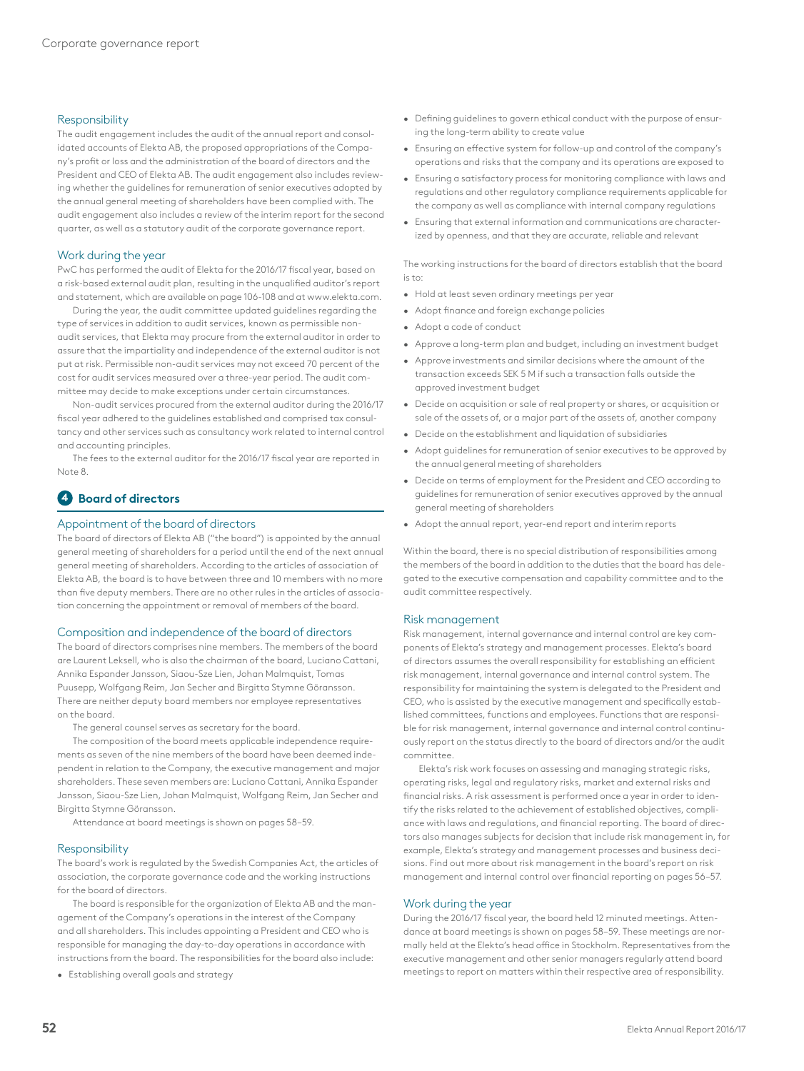### Responsibility

The audit engagement includes the audit of the annual report and consolidated accounts of Elekta AB, the proposed appropriations of the Company's profit or loss and the administration of the board of directors and the President and CEO of Elekta AB. The audit engagement also includes reviewing whether the guidelines for remuneration of senior executives adopted by the annual general meeting of shareholders have been complied with. The audit engagement also includes a review of the interim report for the second quarter, as well as a statutory audit of the corporate governance report.

### Work during the year

PwC has performed the audit of Elekta for the 2016/17 fiscal year, based on a risk-based external audit plan, resulting in the unqualified auditor's report and statement, which are available on page 106-108 and at www.elekta.com.

During the year, the audit committee updated guidelines regarding the type of services in addition to audit services, known as permissible non-audit services, that Elekta may procure from the external auditor in order to assure that the impartiality and independence of the external auditor is not put at risk. Permissible non-audit services may not exceed 70 percent of the cost for audit services measured over a three-year period. The audit committee may decide to make exceptions under certain circumstances.

Non-audit services procured from the external auditor during the 2016/17 fiscal year adhered to the guidelines established and comprised tax consultancy and other services such as consultancy work related to internal control and accounting principles.

The fees to the external auditor for the 2016/17 fiscal year are reported in Note 8.

## 4 Board of directors

### Appointment of the board of directors

The board of directors of Elekta AB ("the board") is appointed by the annual general meeting of shareholders for a period until the end of the next annual general meeting of shareholders. According to the articles of association of Elekta AB, the board is to have between three and 10 members with no more than five deputy members. There are no other rules in the articles of association concerning the appointment or removal of members of the board.

### Composition and independence of the board of directors

The board of directors comprises nine members. The members of the board are Laurent Leksell, who is also the chairman of the board, Luciano Cattani, Annika Espander Jansson, Siaou-Sze Lien, Johan Malmquist, Tomas Puusepp, Wolfgang Reim, Jan Secher and Birgitta Stymne Göransson. There are neither deputy board members nor employee representatives on the board.

The general counsel serves as secretary for the board.

The composition of the board meets applicable independence requirements as seven of the nine members of the board have been deemed independent in relation to the Company, the executive management and major shareholders. These seven members are: Luciano Cattani, Annika Espander Jansson, Siaou-Sze Lien, Johan Malmquist, Wolfgang Reim, Jan Secher and Birgitta Stymne Göransson.

Attendance at board meetings is shown on pages 58–59.

### Responsibility

The board's work is regulated by the Swedish Companies Act, the articles of association, the corporate governance code and the working instructions for the board of directors.

The board is responsible for the organization of Elekta AB and the management of the Company's operations in the interest of the Company and all shareholders. This includes appointing a President and CEO who is responsible for managing the day-to-day operations in accordance with instructions from the board. The responsibilities for the board also include:

- Establishing overall goals and strategy
- Defining guidelines to govern ethical conduct with the purpose of ensuring the long-term ability to create value
- Ensuring an effective system for follow-up and control of the company's operations and risks that the company and its operations are exposed to
- Ensuring a satisfactory process for monitoring compliance with laws and regulations and other regulatory compliance requirements applicable for the company as well as compliance with internal company regulations
- Ensuring that external information and communications are characterized by openness, and that they are accurate, reliable and relevant

The working instructions for the board of directors establish that the board is to:

- Hold at least seven ordinary meetings per year
- Adopt finance and foreign exchange policies
- Adopt a code of conduct
- Approve a long-term plan and budget, including an investment budget
- Approve investments and similar decisions where the amount of the transaction exceeds SEK 5 M if such a transaction falls outside the approved investment budget
- Decide on acquisition or sale of real property or shares, or acquisition or sale of the assets of, or a major part of the assets of, another company
- Decide on the establishment and liquidation of subsidiaries
- Adopt guidelines for remuneration of senior executives to be approved by the annual general meeting of shareholders
- Decide on terms of employment for the President and CEO according to guidelines for remuneration of senior executives approved by the annual general meeting of shareholders
- Adopt the annual report, year-end report and interim reports

Within the board, there is no special distribution of responsibilities among the members of the board in addition to the duties that the board has delegated to the executive compensation and capability committee and to the audit committee respectively.

### Risk management

Risk management, internal governance and internal control are key components of Elekta's strategy and management processes. Elekta's board of directors assumes the overall responsibility for establishing an efficient risk management, internal governance and internal control system. The responsibility for maintaining the system is delegated to the President and CEO, who is assisted by the executive management and specifically established committees, functions and employees. Functions that are responsible for risk management, internal governance and internal control continuously report on the status directly to the board of directors and/or the audit committee.

Elekta's risk work focuses on assessing and managing strategic risks, operating risks, legal and regulatory risks, market and external risks and financial risks. A risk assessment is performed once a year in order to identify the risks related to the achievement of established objectives, compliance with laws and regulations, and financial reporting. The board of directors also manages subjects for decision that include risk management in, for example, Elekta's strategy and management processes and business decisions. Find out more about risk management in the board's report on risk management and internal control over financial reporting on pages 56–57.

### Work during the year

During the 2016/17 fiscal year, the board held 12 minuted meetings. Attendance at board meetings is shown on pages 58–59. These meetings are normally held at the Elekta's head office in Stockholm. Representatives from the executive management and other senior managers regularly attend board meetings to report on matters within their respective area of responsibility.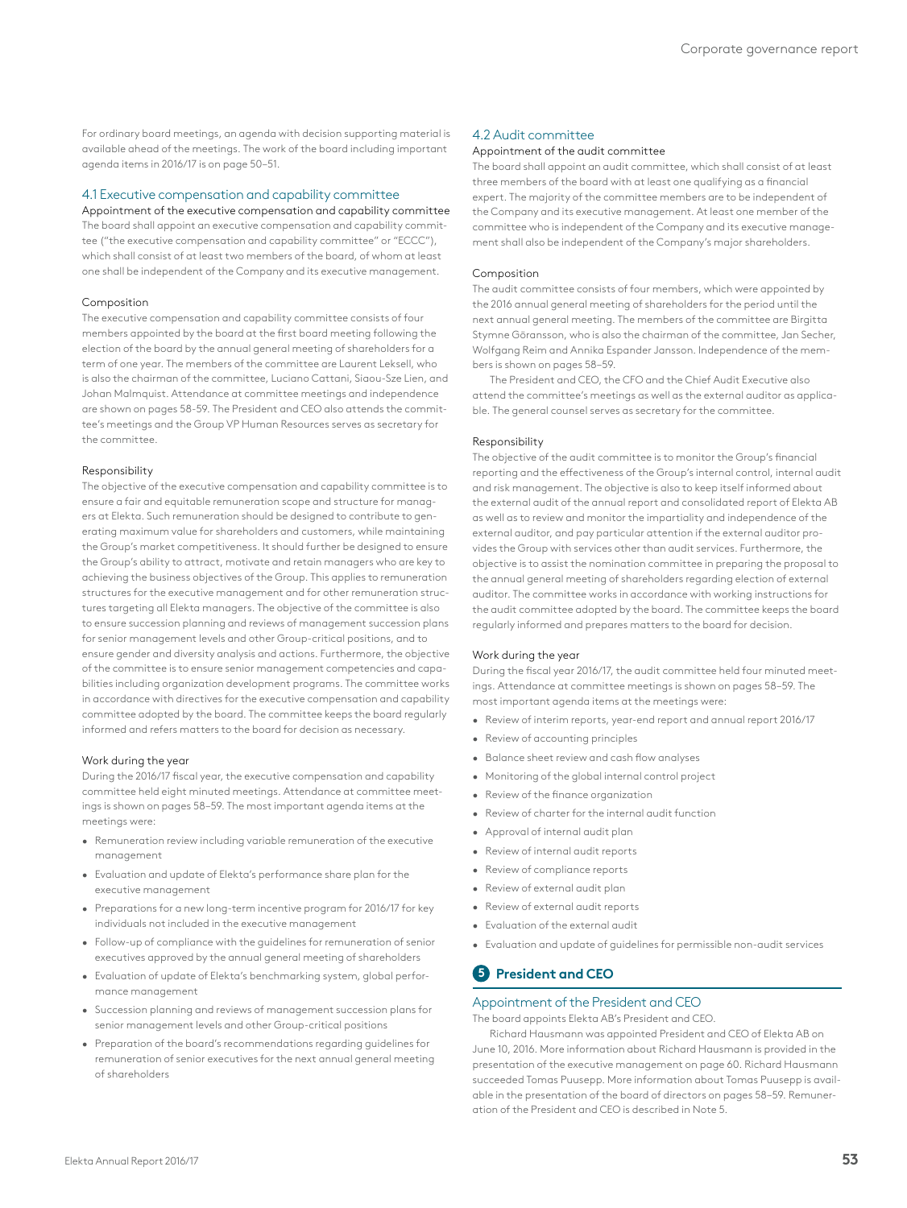For ordinary board meetings, an agenda with decision supporting material is available ahead of the meetings. The work of the board including important agenda items in 2016/17 is on page 50–51.

### 4.1 Executive compensation and capability committee

#### Appointment of the executive compensation and capability committee

The board shall appoint an executive compensation and capability committee ("the executive compensation and capability committee" or "ECCC"), which shall consist of at least two members of the board, of whom at least one shall be independent of the Company and its executive management.

#### Composition

The executive compensation and capability committee consists of four members appointed by the board at the first board meeting following the election of the board by the annual general meeting of shareholders for a term of one year. The members of the committee are Laurent Leksell, who is also the chairman of the committee, Luciano Cattani, Siaou-Sze Lien, and Johan Malmquist. Attendance at committee meetings and independence are shown on pages 58-59. The President and CEO also attends the committee's meetings and the Group VP Human Resources serves as secretary for the committee.

#### Responsibility

The objective of the executive compensation and capability committee is to ensure a fair and equitable remuneration scope and structure for managers at Elekta. Such remuneration should be designed to contribute to generating maximum value for shareholders and customers, while maintaining the Group's market competitiveness. It should further be designed to ensure the Group's ability to attract, motivate and retain managers who are key to achieving the business objectives of the Group. This applies to remuneration structures for the executive management and for other remuneration structures targeting all Elekta managers. The objective of the committee is also to ensure succession planning and reviews of management succession plans for senior management levels and other Group-critical positions, and to ensure gender and diversity analysis and actions. Furthermore, the objective of the committee is to ensure senior management competencies and capabilities including organization development programs. The committee works in accordance with directives for the executive compensation and capability committee adopted by the board. The committee keeps the board regularly informed and refers matters to the board for decision as necessary.

#### Work during the year

During the 2016/17 fiscal year, the executive compensation and capability committee held eight minuted meetings. Attendance at committee meetings is shown on pages 58–59. The most important agenda items at the meetings were:

- Remuneration review including variable remuneration of the executive management
- Evaluation and update of Elekta's performance share plan for the executive management
- Preparations for a new long-term incentive program for 2016/17 for key individuals not included in the executive management
- Follow-up of compliance with the guidelines for remuneration of senior executives approved by the annual general meeting of shareholders
- Evaluation of update of Elekta's benchmarking system, global performance management
- Succession planning and reviews of management succession plans for senior management levels and other Group-critical positions
- Preparation of the board's recommendations regarding guidelines for remuneration of senior executives for the next annual general meeting of shareholders

### 4.2 Audit committee

#### Appointment of the audit committee

The board shall appoint an audit committee, which shall consist of at least three members of the board with at least one qualifying as a financial expert. The majority of the committee members are to be independent of the Company and its executive management. At least one member of the committee who is independent of the Company and its executive management shall also be independent of the Company's major shareholders.

#### Composition

The audit committee consists of four members, which were appointed by the 2016 annual general meeting of shareholders for the period until the next annual general meeting. The members of the committee are Birgitta Stymne Göransson, who is also the chairman of the committee, Jan Secher, Wolfgang Reim and Annika Espander Jansson. Independence of the members is shown on pages 58–59.

The President and CEO, the CFO and the Chief Audit Executive also attend the committee's meetings as well as the external auditor as applicable. The general counsel serves as secretary for the committee.

#### Responsibility

The objective of the audit committee is to monitor the Group's financial reporting and the effectiveness of the Group's internal control, internal audit and risk management. The objective is also to keep itself informed about the external audit of the annual report and consolidated report of Elekta AB as well as to review and monitor the impartiality and independence of the external auditor, and pay particular attention if the external auditor provides the Group with services other than audit services. Furthermore, the objective is to assist the nomination committee in preparing the proposal to the annual general meeting of shareholders regarding election of external auditor. The committee works in accordance with working instructions for the audit committee adopted by the board. The committee keeps the board regularly informed and prepares matters to the board for decision.

#### Work during the year

During the fiscal year 2016/17, the audit committee held four minuted meetings. Attendance at committee meetings is shown on pages 58–59. The most important agenda items at the meetings were:

- Review of interim reports, year-end report and annual report 2016/17
- Review of accounting principles
- Balance sheet review and cash flow analyses
- Monitoring of the global internal control project
- Review of the finance organization
- Review of charter for the internal audit function
- Approval of internal audit plan
- Review of internal audit reports
- Review of compliance reports
- Review of external audit plan
- Review of external audit reports
- Evaluation of the external audit
- Evaluation and update of guidelines for permissible non-audit services

## 5 President and CEO

### Appointment of the President and CEO

The board appoints Elekta AB's President and CEO.

Richard Hausmann was appointed President and CEO of Elekta AB on June 10, 2016. More information about Richard Hausmann is provided in the presentation of the executive management on page 60. Richard Hausmann succeeded Tomas Puusepp. More information about Tomas Puusepp is available in the presentation of the board of directors on pages 58–59. Remuneration of the President and CEO is described in Note 5.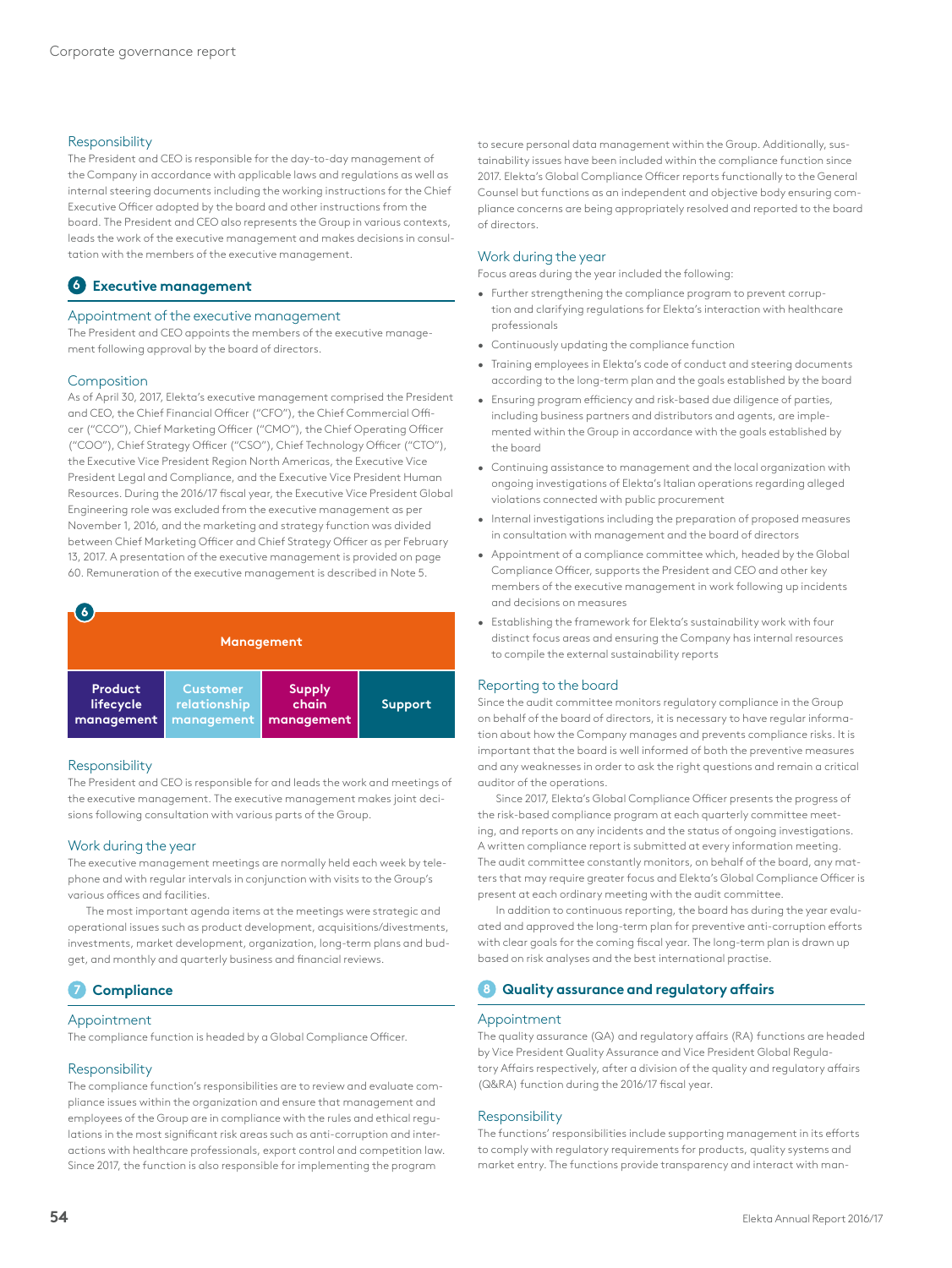### Responsibility

The President and CEO is responsible for the day-to-day management of the Company in accordance with applicable laws and regulations as well as internal steering documents including the working instructions for the Chief Executive Officer adopted by the board and other instructions from the board. The President and CEO also represents the Group in various contexts, leads the work of the executive management and makes decisions in consultation with the members of the executive management.

## 6 Executive management

### Appointment of the executive management

The President and CEO appoints the members of the executive management following approval by the board of directors.

### Composition

As of April 30, 2017, Elekta's executive management comprised the President and CEO, the Chief Financial Officer ("CFO"), the Chief Commercial Officer ("CCO"), Chief Marketing Officer ("CMO"), the Chief Operating Officer ("COO"), Chief Strategy Officer ("CSO"), Chief Technology Officer ("CTO"), the Executive Vice President Region North Americas, the Executive Vice President Legal and Compliance, and the Executive Vice President Human Resources. During the 2016/17 fiscal year, the Executive Vice President Global Engineering role was excluded from the executive management as per November 1, 2016, and the marketing and strategy function was divided between Chief Marketing Officer and Chief Strategy Officer as per February 13, 2017. A presentation of the executive management is provided on page 60. Remuneration of the executive management is described in Note 5.

6

Management

Product lifecycle management

Customer relationship management

Supply chain management

Support

### Responsibility

The President and CEO is responsible for and leads the work and meetings of the executive management. The executive management makes joint decisions following consultation with various parts of the Group.

### Work during the year

The executive management meetings are normally held each week by telephone and with regular intervals in conjunction with visits to the Group's various offices and facilities.

The most important agenda items at the meetings were strategic and operational issues such as product development, acquisitions/divestments, investments, market development, organization, long-term plans and budget, and monthly and quarterly business and financial reviews.

## 7 Compliance

### Appointment

The compliance function is headed by a Global Compliance Officer.

### Responsibility

The compliance function's responsibilities are to review and evaluate compliance issues within the organization and ensure that management and employees of the Group are in compliance with the rules and ethical regulations in the most significant risk areas such as anti-corruption and interactions with healthcare professionals, export control and competition law. Since 2017, the function is also responsible for implementing the program to secure personal data management within the Group. Additionally, sustainability issues have been included within the compliance function since 2017. Elekta's Global Compliance Officer reports functionally to the General Counsel but functions as an independent and objective body ensuring compliance concerns are being appropriately resolved and reported to the board of directors.

### Work during the year

Focus areas during the year included the following:

- Further strengthening the compliance program to prevent corruption and clarifying regulations for Elekta's interaction with healthcare professionals
- Continuously updating the compliance function
- Training employees in Elekta's code of conduct and steering documents according to the long-term plan and the goals established by the board
- Ensuring program efficiency and risk-based due diligence of parties, including business partners and distributors and agents, are implemented within the Group in accordance with the goals established by the board
- Continuing assistance to management and the local organization with ongoing investigations of Elekta's Italian operations regarding alleged violations connected with public procurement
- Internal investigations including the preparation of proposed measures in consultation with management and the board of directors
- Appointment of a compliance committee which, headed by the Global Compliance Officer, supports the President and CEO and other key members of the executive management in work following up incidents and decisions on measures
- Establishing the framework for Elekta's sustainability work with four distinct focus areas and ensuring the Company has internal resources to compile the external sustainability reports

### Reporting to the board

Since the audit committee monitors regulatory compliance in the Group on behalf of the board of directors, it is necessary to have regular information about how the Company manages and prevents compliance risks. It is important that the board is well informed of both the preventive measures and any weaknesses in order to ask the right questions and remain a critical auditor of the operations.

Since 2017, Elekta's Global Compliance Officer presents the progress of the risk-based compliance program at each quarterly committee meeting, and reports on any incidents and the status of ongoing investigations. A written compliance report is submitted at every information meeting. The audit committee constantly monitors, on behalf of the board, any matters that may require greater focus and Elekta's Global Compliance Officer is present at each ordinary meeting with the audit committee.

In addition to continuous reporting, the board has during the year evaluated and approved the long-term plan for preventive anti-corruption efforts with clear goals for the coming fiscal year. The long-term plan is drawn up based on risk analyses and the best international practise.

## 8 Quality assurance and regulatory affairs

### Appointment

The quality assurance (QA) and regulatory affairs (RA) functions are headed by Vice President Quality Assurance and Vice President Global Regulatory Affairs respectively, after a division of the quality and regulatory affairs (Q&RA) function during the 2016/17 fiscal year.

### Responsibility

The functions' responsibilities include supporting management in its efforts to comply with regulatory requirements for products, quality systems and market entry. The functions provide transparency and interact with man-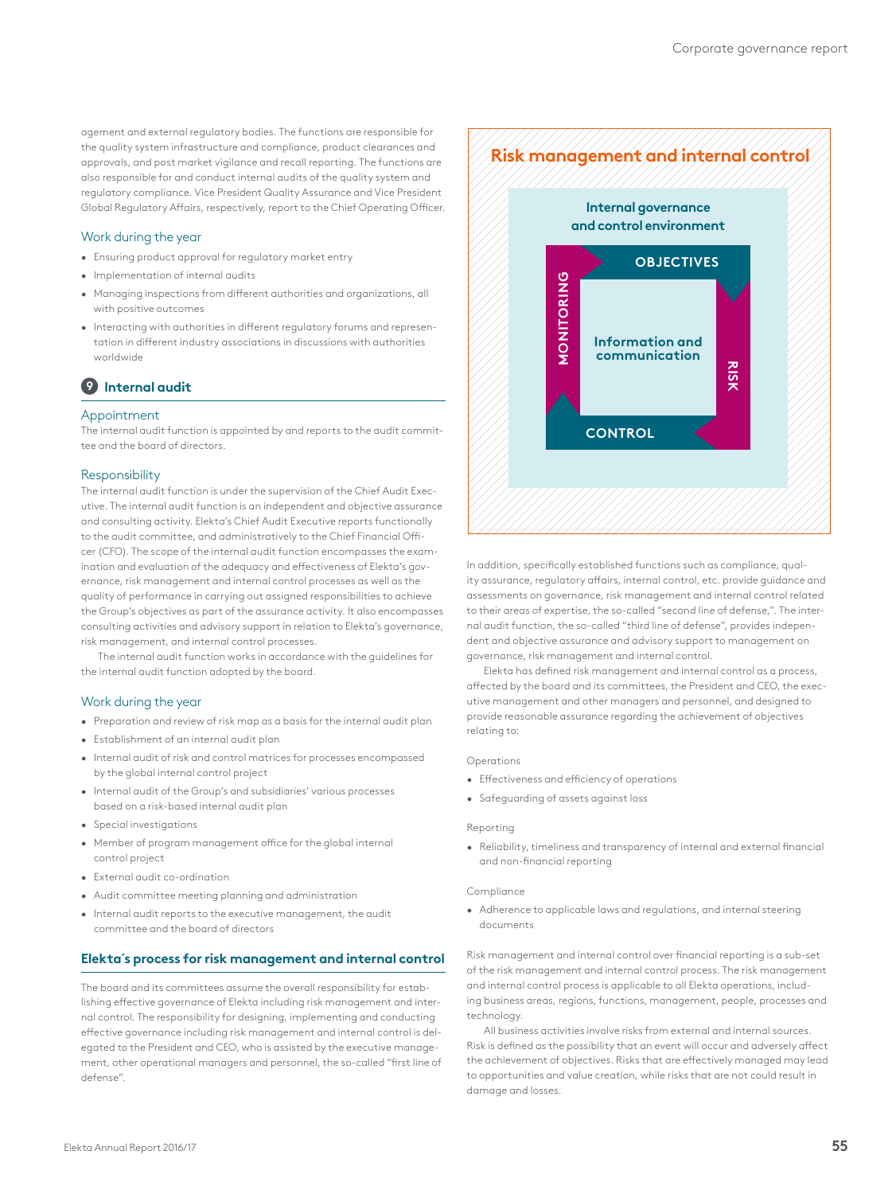agement and external regulatory bodies. The functions are responsible for the quality system infrastructure and compliance, product clearances and approvals, and post market vigilance and recall reporting. The functions are also responsible for and conduct internal audits of the quality system and regulatory compliance. Vice President Quality Assurance and Vice President Global Regulatory Affairs, respectively, report to the Chief Operating Officer.

### Work during the year

- Ensuring product approval for regulatory market entry
- Implementation of internal audits
- Managing inspections from different authorities and organizations, all with positive outcomes
- Interacting with authorities in different regulatory forums and representation in different industry associations in discussions with authorities worldwide

## 9 Internal audit

### Appointment

The internal audit function is appointed by and reports to the audit committee and the board of directors.

### Responsibility

The internal audit function is under the supervision of the Chief Audit Executive. The internal audit function is an independent and objective assurance and consulting activity. Elekta's Chief Audit Executive reports functionally to the audit committee, and administratively to the Chief Financial Officer (CFO). The scope of the internal audit function encompasses the examination and evaluation of the adequacy and effectiveness of Elekta's governance, risk management and internal control processes as well as the quality of performance in carrying out assigned responsibilities to achieve the Group's objectives as part of the assurance activity. It also encompasses consulting activities and advisory support in relation to Elekta's governance, risk management, and internal control processes.

The internal audit function works in accordance with the guidelines for the internal audit function adopted by the board.

### Work during the year

- Preparation and review of risk map as a basis for the internal audit plan
- Establishment of an internal audit plan
- Internal audit of risk and control matrices for processes encompassed by the global internal control project
- Internal audit of the Group's and subsidiaries' various processes based on a risk-based internal audit plan
- Special investigations
- Member of program management office for the global internal control project
- External audit co-ordination
- Audit committee meeting planning and administration
- Internal audit reports to the executive management, the audit committee and the board of directors

## Elekta´s process for risk management and internal control

The board and its committees assume the overall responsibility for establishing effective governance of Elekta including risk management and internal control. The responsibility for designing, implementing and conducting effective governance including risk management and internal control is delegated to the President and CEO, who is assisted by the executive management, other operational managers and personnel, the so-called "first line of defense".

**Risk management and internal control**

Internal governance and control environment

OBJECTIVES

RISK

CONTROL

MONITORING

Information and communication

In addition, specifically established functions such as compliance, quality assurance, regulatory affairs, internal control, etc. provide guidance and assessments on governance, risk management and internal control related to their areas of expertise, the so-called "second line of defense,". The internal audit function, the so-called "third line of defense", provides independent and objective assurance and advisory support to management on governance, risk management and internal control.

Elekta has defined risk management and internal control as a process, affected by the board and its committees, the President and CEO, the executive management and other managers and personnel, and designed to provide reasonable assurance regarding the achievement of objectives relating to:

Operations

- Effectiveness and efficiency of operations
- Safeguarding of assets against loss

Reporting

- Reliability, timeliness and transparency of internal and external financial and non-financial reporting

Compliance

- Adherence to applicable laws and regulations, and internal steering documents

Risk management and internal control over financial reporting is a sub-set of the risk management and internal control process. The risk management and internal control process is applicable to all Elekta operations, including business areas, regions, functions, management, people, processes and technology.

All business activities involve risks from external and internal sources. Risk is defined as the possibility that an event will occur and adversely affect the achievement of objectives. Risks that are effectively managed may lead to opportunities and value creation, while risks that are not could result in damage and losses.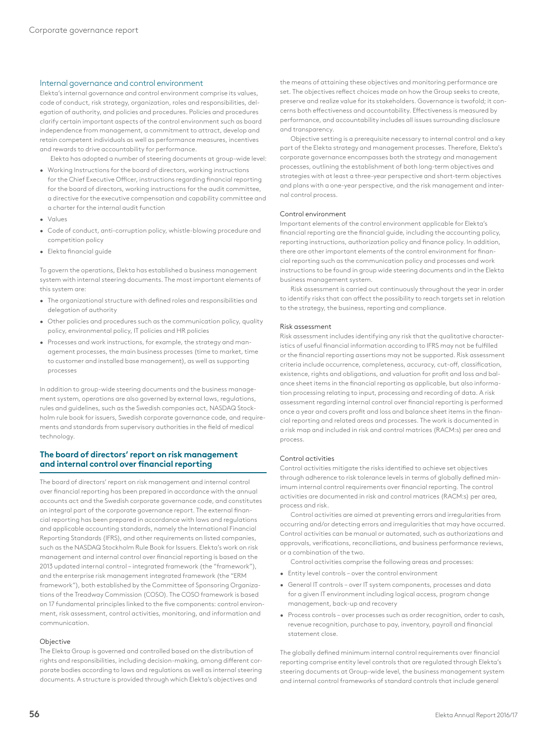## Internal governance and control environment

Elekta's internal governance and control environment comprise its values, code of conduct, risk strategy, organization, roles and responsibilities, delegation of authority, and policies and procedures. Policies and procedures clarify certain important aspects of the control environment such as board independence from management, a commitment to attract, develop and retain competent individuals as well as performance measures, incentives and rewards to drive accountability for performance.

Elekta has adopted a number of steering documents at group-wide level:

- Working Instructions for the board of directors, working instructions for the Chief Executive Officer, instructions regarding financial reporting for the board of directors, working instructions for the audit committee, a directive for the executive compensation and capability committee and a charter for the internal audit function
- Values
- Code of conduct, anti-corruption policy, whistle-blowing procedure and competition policy
- Elekta financial guide

To govern the operations, Elekta has established a business management system with internal steering documents. The most important elements of this system are:

- The organizational structure with defined roles and responsibilities and delegation of authority
- Other policies and procedures such as the communication policy, quality policy, environmental policy, IT policies and HR policies
- Processes and work instructions, for example, the strategy and management processes, the main business processes (time to market, time to customer and installed base management), as well as supporting processes

In addition to group-wide steering documents and the business management system, operations are also governed by external laws, regulations, rules and guidelines, such as the Swedish companies act, NASDAQ Stockholm rule book for issuers, Swedish corporate governance code, and requirements and standards from supervisory authorities in the field of medical technology.

## The board of directors' report on risk management and internal control over financial reporting

The board of directors' report on risk management and internal control over financial reporting has been prepared in accordance with the annual accounts act and the Swedish corporate governance code, and constitutes an integral part of the corporate governance report. The external financial reporting has been prepared in accordance with laws and regulations and applicable accounting standards, namely the International Financial Reporting Standards (IFRS), and other requirements on listed companies, such as the NASDAQ Stockholm Rule Book for Issuers. Elekta's work on risk management and internal control over financial reporting is based on the 2013 updated internal control – integrated framework (the "framework"), and the enterprise risk management integrated framework (the "ERM framework"), both established by the Committee of Sponsoring Organizations of the Treadway Commission (COSO). The COSO framework is based on 17 fundamental principles linked to the five components: control environment, risk assessment, control activities, monitoring, and information and communication.

### Objective

The Elekta Group is governed and controlled based on the distribution of rights and responsibilities, including decision-making, among different corporate bodies according to laws and regulations as well as internal steering documents. A structure is provided through which Elekta's objectives and the means of attaining these objectives and monitoring performance are set. The objectives reflect choices made on how the Group seeks to create, preserve and realize value for its stakeholders. Governance is twofold; it concerns both effectiveness and accountability. Effectiveness is measured by performance, and accountability includes all issues surrounding disclosure and transparency.

Objective setting is a prerequisite necessary to internal control and a key part of the Elekta strategy and management processes. Therefore, Elekta's corporate governance encompasses both the strategy and management processes, outlining the establishment of both long-term objectives and strategies with at least a three-year perspective and short-term objectives and plans with a one-year perspective, and the risk management and internal control process.

### Control environment

Important elements of the control environment applicable for Elekta's financial reporting are the financial guide, including the accounting policy, reporting instructions, authorization policy and finance policy. In addition, there are other important elements of the control environment for financial reporting such as the communication policy and processes and work instructions to be found in group wide steering documents and in the Elekta business management system.

Risk assessment is carried out continuously throughout the year in order to identify risks that can affect the possibility to reach targets set in relation to the strategy, the business, reporting and compliance.

### Risk assessment

Risk assessment includes identifying any risk that the qualitative characteristics of useful financial information according to IFRS may not be fulfilled or the financial reporting assertions may not be supported. Risk assessment criteria include occurrence, completeness, accuracy, cut-off, classification, existence, rights and obligations, and valuation for profit and loss and balance sheet items in the financial reporting as applicable, but also information processing relating to input, processing and recording of data. A risk assessment regarding internal control over financial reporting is performed once a year and covers profit and loss and balance sheet items in the financial reporting and related areas and processes. The work is documented in a risk map and included in risk and control matrices (RACM:s) per area and process.

### Control activities

Control activities mitigate the risks identified to achieve set objectives through adherence to risk tolerance levels in terms of globally defined minimum internal control requirements over financial reporting. The control activities are documented in risk and control matrices (RACM:s) per area, process and risk.

Control activities are aimed at preventing errors and irregularities from occurring and/or detecting errors and irregularities that may have occurred. Control activities can be manual or automated, such as authorizations and approvals, verifications, reconciliations, and business performance reviews, or a combination of the two.

Control activities comprise the following areas and processes:

- Entity level controls – over the control environment
- General IT controls – over IT system components, processes and data for a given IT environment including logical access, program change management, back-up and recovery
- Process controls – over processes such as order recognition, order to cash, revenue recognition, purchase to pay, inventory, payroll and financial statement close.

The globally defined minimum internal control requirements over financial reporting comprise entity level controls that are regulated through Elekta's steering documents at Group-wide level, the business management system and internal control frameworks of standard controls that include general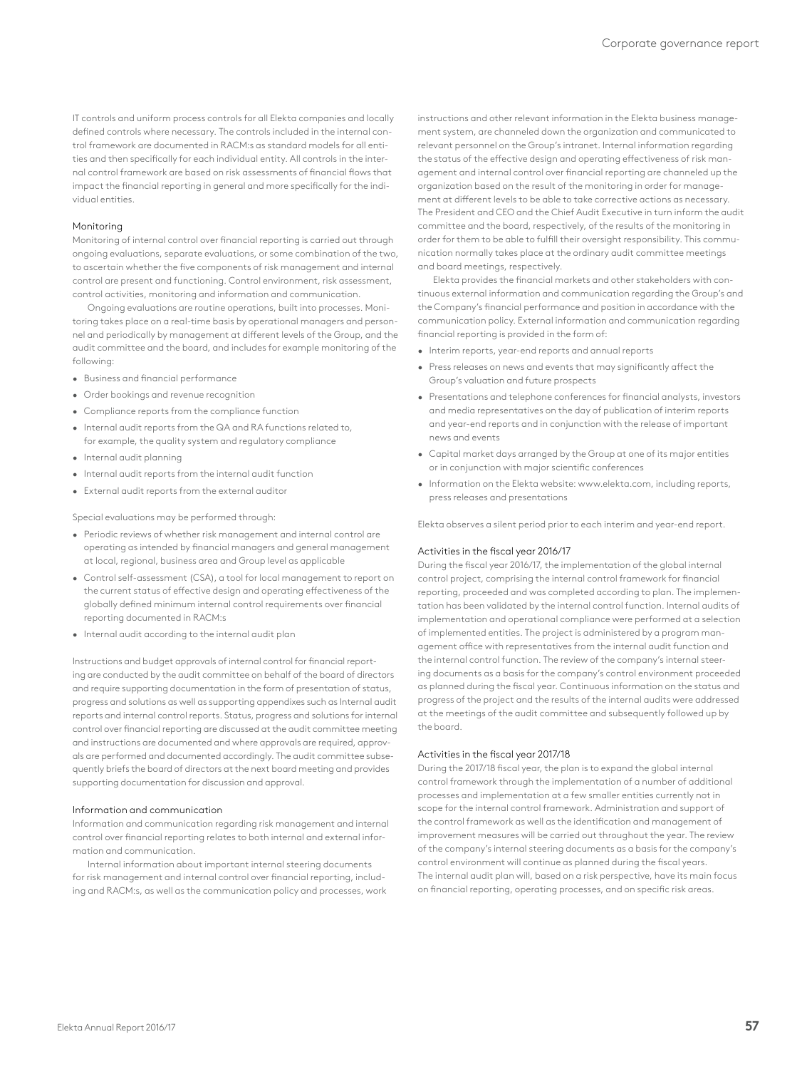IT controls and uniform process controls for all Elekta companies and locally defined controls where necessary. The controls included in the internal control framework are documented in RACM:s as standard models for all entities and then specifically for each individual entity. All controls in the internal control framework are based on risk assessments of financial flows that impact the financial reporting in general and more specifically for the individual entities.

### Monitoring

Monitoring of internal control over financial reporting is carried out through ongoing evaluations, separate evaluations, or some combination of the two, to ascertain whether the five components of risk management and internal control are present and functioning. Control environment, risk assessment, control activities, monitoring and information and communication.

Ongoing evaluations are routine operations, built into processes. Monitoring takes place on a real-time basis by operational managers and personnel and periodically by management at different levels of the Group, and the audit committee and the board, and includes for example monitoring of the following:

- Business and financial performance
- Order bookings and revenue recognition
- Compliance reports from the compliance function
- Internal audit reports from the QA and RA functions related to, for example, the quality system and regulatory compliance
- Internal audit planning
- Internal audit reports from the internal audit function
- External audit reports from the external auditor

Special evaluations may be performed through:

- Periodic reviews of whether risk management and internal control are operating as intended by financial managers and general management at local, regional, business area and Group level as applicable
- Control self-assessment (CSA), a tool for local management to report on the current status of effective design and operating effectiveness of the globally defined minimum internal control requirements over financial reporting documented in RACM:s
- Internal audit according to the internal audit plan

Instructions and budget approvals of internal control for financial reporting are conducted by the audit committee on behalf of the board of directors and require supporting documentation in the form of presentation of status, progress and solutions as well as supporting appendixes such as Internal audit reports and internal control reports. Status, progress and solutions for internal control over financial reporting are discussed at the audit committee meeting and instructions are documented and where approvals are required, approvals are performed and documented accordingly. The audit committee subsequently briefs the board of directors at the next board meeting and provides supporting documentation for discussion and approval.

### Information and communication

Information and communication regarding risk management and internal control over financial reporting relates to both internal and external information and communication.

Internal information about important internal steering documents for risk management and internal control over financial reporting, including and RACM:s, as well as the communication policy and processes, work instructions and other relevant information in the Elekta business management system, are channeled down the organization and communicated to relevant personnel on the Group's intranet. Internal information regarding the status of the effective design and operating effectiveness of risk management and internal control over financial reporting are channeled up the organization based on the result of the monitoring in order for management at different levels to be able to take corrective actions as necessary. The President and CEO and the Chief Audit Executive in turn inform the audit committee and the board, respectively, of the results of the monitoring in order for them to be able to fulfill their oversight responsibility. This communication normally takes place at the ordinary audit committee meetings and board meetings, respectively.

Elekta provides the financial markets and other stakeholders with continuous external information and communication regarding the Group's and the Company's financial performance and position in accordance with the communication policy. External information and communication regarding financial reporting is provided in the form of:

- Interim reports, year-end reports and annual reports
- Press releases on news and events that may significantly affect the Group's valuation and future prospects
- Presentations and telephone conferences for financial analysts, investors and media representatives on the day of publication of interim reports and year-end reports and in conjunction with the release of important news and events
- Capital market days arranged by the Group at one of its major entities or in conjunction with major scientific conferences
- Information on the Elekta website: www.elekta.com, including reports, press releases and presentations

Elekta observes a silent period prior to each interim and year-end report.

### Activities in the fiscal year 2016/17

During the fiscal year 2016/17, the implementation of the global internal control project, comprising the internal control framework for financial reporting, proceeded and was completed according to plan. The implementation has been validated by the internal control function. Internal audits of implementation and operational compliance were performed at a selection of implemented entities. The project is administered by a program management office with representatives from the internal audit function and the internal control function. The review of the company's internal steering documents as a basis for the company's control environment proceeded as planned during the fiscal year. Continuous information on the status and progress of the project and the results of the internal audits were addressed at the meetings of the audit committee and subsequently followed up by the board.

### Activities in the fiscal year 2017/18

During the 2017/18 fiscal year, the plan is to expand the global internal control framework through the implementation of a number of additional processes and implementation at a few smaller entities currently not in scope for the internal control framework. Administration and support of the control framework as well as the identification and management of improvement measures will be carried out throughout the year. The review of the company's internal steering documents as a basis for the company's control environment will continue as planned during the fiscal years. The internal audit plan will, based on a risk perspective, have its main focus on financial reporting, operating processes, and on specific risk areas.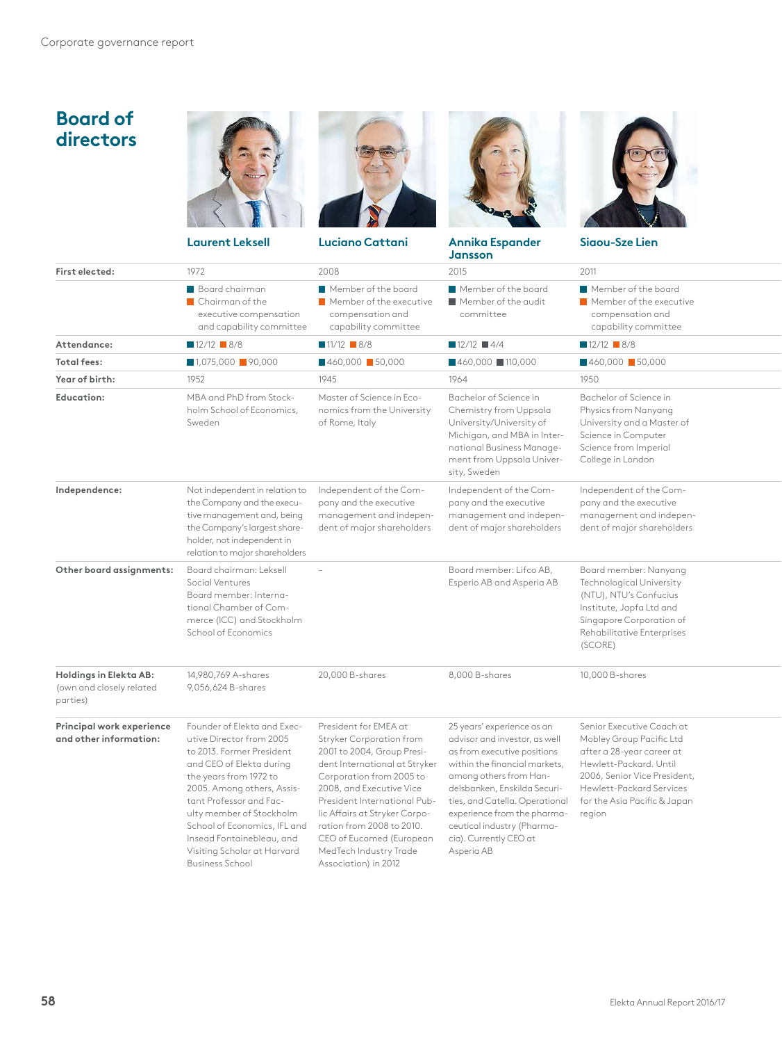## Board of directors

| | Laurent Leksell | Luciano Cattani | Annika Espander Jansson | Siaou-Sze Lien |
|---|---|---|---|---|
| **First elected:** | 1972 | 2008 | 2015 | 2011 |
| | Board chairman<br>Chairman of the executive compensation and capability committee | Member of the board<br>Member of the executive compensation and capability committee | Member of the board<br>Member of the audit committee | Member of the board<br>Member of the executive compensation and capability committee |
| **Attendance:** | 12/12 8/8 | 11/12 8/8 | 12/12 4/4 | 12/12 8/8 |
| **Total fees:** | 1,075,000 90,000 | 460,000 50,000 | 460,000 110,000 | 460,000 50,000 |
| **Year of birth:** | 1952 | 1945 | 1964 | 1950 |
| **Education:** | MBA and PhD from Stockholm School of Economics, Sweden | Master of Science in Economics from the University of Rome, Italy | Bachelor of Science in Chemistry from Uppsala University/University of Michigan, and MBA in International Business Management from Uppsala University, Sweden | Bachelor of Science in Physics from Nanyang University and a Master of Science in Computer Science from Imperial College in London |
| **Independence:** | Not independent in relation to the Company and the executive management and, being the Company's largest shareholder, not independent in relation to major shareholders | Independent of the Company and the executive management and independent of major shareholders | Independent of the Company and the executive management and independent of major shareholders | Independent of the Company and the executive management and independent of major shareholders |
| **Other board assignments:** | Board chairman: Leksell Social Ventures<br>Board member: International Chamber of Commerce (ICC) and Stockholm School of Economics | – | Board member: Lifco AB, Esperio AB and Asperia AB | Board member: Nanyang Technological University (NTU), NTU's Confucius Institute, Japfa Ltd and Singapore Corporation of Rehabilitative Enterprises (SCORE) |
| **Holdings in Elekta AB:** (own and closely related parties) | 14,980,769 A-shares<br>9,056,624 B-shares | 20,000 B-shares | 8,000 B-shares | 10,000 B-shares |
| **Principal work experience and other information:** | Founder of Elekta and Executive Director from 2005 to 2013. Former President and CEO of Elekta during the years from 1972 to 2005. Among others, Assistant Professor and Faculty member of Stockholm School of Economics, IFL and Insead Fontainebleau, and Visiting Scholar at Harvard Business School | President for EMEA at Stryker Corporation from 2001 to 2004, Group President International at Stryker Corporation from 2005 to 2008, and Executive Vice President International Public Affairs at Stryker Corporation from 2008 to 2010. CEO of Eucomed (European MedTech Industry Trade Association) in 2012 | 25 years' experience as an advisor and investor, as well as from executive positions within the financial markets, among others from Handelsbanken, Enskilda Securities, and Catella. Operational experience from the pharmaceutical industry (Pharmacia). Currently CEO at Asperia AB | Senior Executive Coach at Mobley Group Pacific Ltd after a 28-year career at Hewlett-Packard. Until 2006, Senior Vice President, Hewlett-Packard Services for the Asia Pacific & Japan region |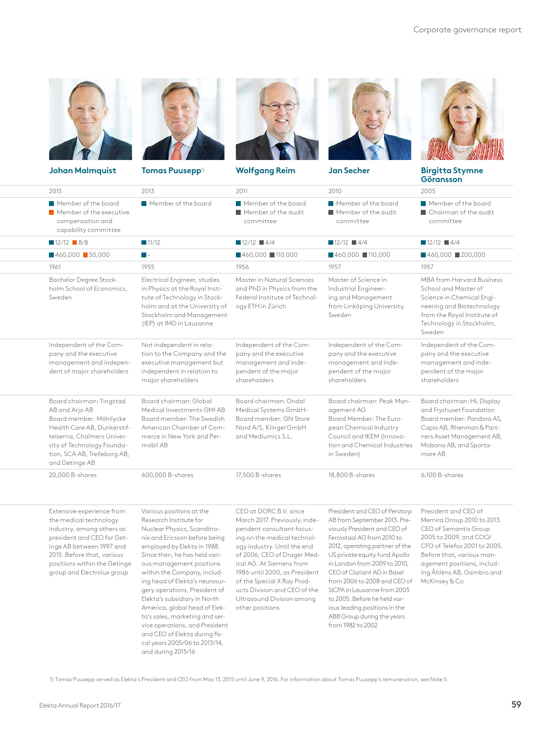| Johan Malmquist | Tomas Puusepp[1] | Wolfgang Reim | Jan Secher | Birgitta Stymne Göransson |
|---|---|---|---|---|
| 2015 | 2013 | 2011 | 2010 | 2005 |
| Member of the board<br>Member of the executive compensation and capability committee | Member of the board | Member of the board<br>Member of the audit committee | Member of the board<br>Member of the audit committee | Member of the board<br>Chairman of the audit committee |
| 12/12 8/8 | 11/12 | 12/12 4/4 | 12/12 4/4 | 12/12 4/4 |
| 460,000 50,000 | – | 460,000 110,000 | 460,000 110,000 | 460,000 200,000 |
| 1961 | 1955 | 1956 | 1957 | 1957 |
| Bachelor Degree Stockholm School of Economics, Sweden | Electrical Engineer, studies in Physics at the Royal Institute of Technology in Stockholm and at the University of Stockholm and Management (IEP) at IMD in Lausanne | Master in Natural Sciences and PhD in Physics from the Federal Institute of Technology ETH in Zürich | Master of Science in Industrial Engineering and Management from Linköping University, Sweden | MBA from Harvard Business School and Master of Science in Chemical Engineering and Biotechnology from the Royal Institute of Technology in Stockholm, Sweden |
| Independent of the Company and the executive management and independent of major shareholders | Not independent in relation to the Company and the executive management but independent in relation to major shareholders | Independent of the Company and the executive management and independent of the major shareholders | Independent of the Company and the executive management and independent of the major shareholders | Independent of the Company and the executive management and independent of the major shareholders |
| Board chairman: Tingstad AB and Arjo AB<br>Board member: Mölnlycke Health Care AB, Dunkerstiftelserna, Chalmers University of Technology Foundation, SCA AB, Trelleborg AB, and Getinge AB | Board chairman: Global Medical Investments GMI AB<br>Board member: The Swedish American Chamber of Commerce in New York and Permobil AB | Board chairman: Ondal Medical Systems GmbH-<br>Board member: GN Store Nord A/S, Klingel GmbH and Medlumics S.L. | Board chairman: Peak Management AG<br>Board Member: The European Chemical Industry Council and IKEM (Innovation and Chemical Industries in Sweden) | Board chairman: HL Display and Fryshuset Foundation<br>Board member: Pandora AS, Capio AB, Rhenman & Partners Asset Management AB, Midsona AB, and Sportamore AB |
| 20,000 B-shares | 600,000 B-shares | 17,500 B-shares | 18,800 B-shares | 6,100 B-shares |
| Extensive experience from the medical technology industry, among others as president and CEO for Getinge AB between 1997 and 2015. Before that, various positions within the Getinge group and Electrolux group | Various positions at the Research Institute for Nuclear Physics, Scanditronix and Ericsson before being employed by Elekta in 1988. Since then, he has held various management positions within the Company, including head of Elekta's neurosurgery operations, President of Elekta's subsidiary in North America, global head of Elekta's sales, marketing and service operations, and President and CEO of Elekta during fiscal years 2005/06 to 2013/14, and during 2015/16 | CEO at DORC B.V. since March 2017. Previously, independent consultant focusing on the medical technology industry. Until the end of 2006, CEO of Drager Medical AG. At Siemens from 1986 until 2000, as President of the Special X Ray Products Division and CEO of the Ultrasound Division among other positions | President and CEO of Perstorp AB from September 2013. Previously President and CEO of Ferrostaal AG from 2010 to 2012, operating partner of the US private equity fund Apollo in London from 2009 to 2010, CEO of Clariant AG in Basel from 2006 to 2008 and CEO of SICPA in Lausanne from 2003 to 2005. Before he held various leading positions in the ABB Group during the years from 1982 to 2002 | President and CEO of Memira Group 2010 to 2013. CEO of Semantix Group 2005 to 2009, and COO/CFO of Telefos 2001 to 2005. Before that, various management positions, including Åhléns AB, Gambro and McKinsey & Co |

1) Tomas Puusepp served as Elekta's President and CEO from May 13, 2015 until June 9, 2016. For information about Tomas Puusepp's remuneration, see Note 5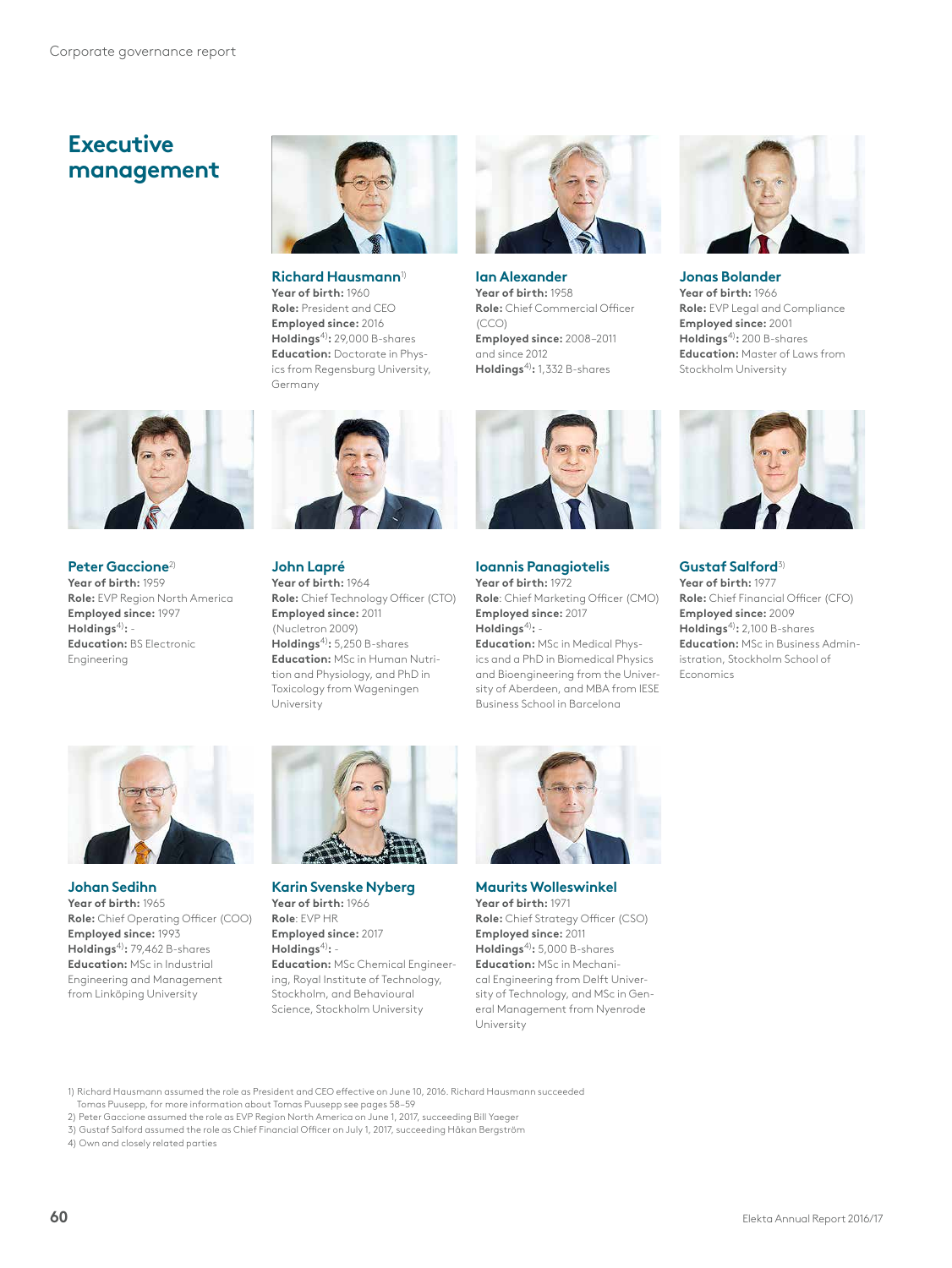# Executive management

### Richard Hausmann[1)]

**Year of birth:** 1960
**Role:** President and CEO
**Employed since:** 2016
**Holdings**[4)]**:** 29,000 B-shares
**Education:** Doctorate in Physics from Regensburg University, Germany

### Ian Alexander

**Year of birth:** 1958
**Role:** Chief Commercial Officer (CCO)
**Employed since:** 2008–2011 and since 2012
**Holdings**[4)]**:** 1,332 B-shares

### Jonas Bolander

**Year of birth:** 1966
**Role:** EVP Legal and Compliance
**Employed since:** 2001
**Holdings**[4)]**:** 200 B-shares
**Education:** Master of Laws from Stockholm University

### Peter Gaccione[2)]

**Year of birth:** 1959
**Role:** EVP Region North America
**Employed since:** 1997
**Holdings**[4)]**:** -
**Education:** BS Electronic Engineering

### John Lapré

**Year of birth:** 1964
**Role:** Chief Technology Officer (CTO)
**Employed since:** 2011 (Nucletron 2009)
**Holdings**[4)]**:** 5,250 B-shares
**Education:** MSc in Human Nutrition and Physiology, and PhD in Toxicology from Wageningen University

### Ioannis Panagiotelis

**Year of birth:** 1972
**Role**: Chief Marketing Officer (CMO)
**Employed since:** 2017
**Holdings**[4)]**:** -
**Education:** MSc in Medical Physics and a PhD in Biomedical Physics and Bioengineering from the University of Aberdeen, and MBA from IESE Business School in Barcelona

### Gustaf Salford[3)]

**Year of birth:** 1977
**Role:** Chief Financial Officer (CFO)
**Employed since:** 2009
**Holdings**[4)]**:** 2,100 B-shares
**Education:** MSc in Business Administration, Stockholm School of Economics

### Johan Sedihn

**Year of birth:** 1965
**Role:** Chief Operating Officer (COO)
**Employed since:** 1993
**Holdings**[4)]**:** 79,462 B-shares
**Education:** MSc in Industrial Engineering and Management from Linköping University

### Karin Svenske Nyberg

**Year of birth:** 1966
**Role**: EVP HR
**Employed since:** 2017
**Holdings**[4)]**:** -
**Education:** MSc Chemical Engineering, Royal Institute of Technology, Stockholm, and Behavioural Science, Stockholm University

### Maurits Wolleswinkel

**Year of birth:** 1971
**Role:** Chief Strategy Officer (CSO)
**Employed since:** 2011
**Holdings**[4)]**:** 5,000 B-shares
**Education:** MSc in Mechanical Engineering from Delft University of Technology, and MSc in General Management from Nyenrode University

1) Richard Hausmann assumed the role as President and CEO effective on June 10, 2016. Richard Hausmann succeeded Tomas Puusepp, for more information about Tomas Puusepp see pages 58–59
2) Peter Gaccione assumed the role as EVP Region North America on June 1, 2017, succeeding Bill Yaeger
3) Gustaf Salford assumed the role as Chief Financial Officer on July 1, 2017, succeeding Håkan Bergström
4) Own and closely related parties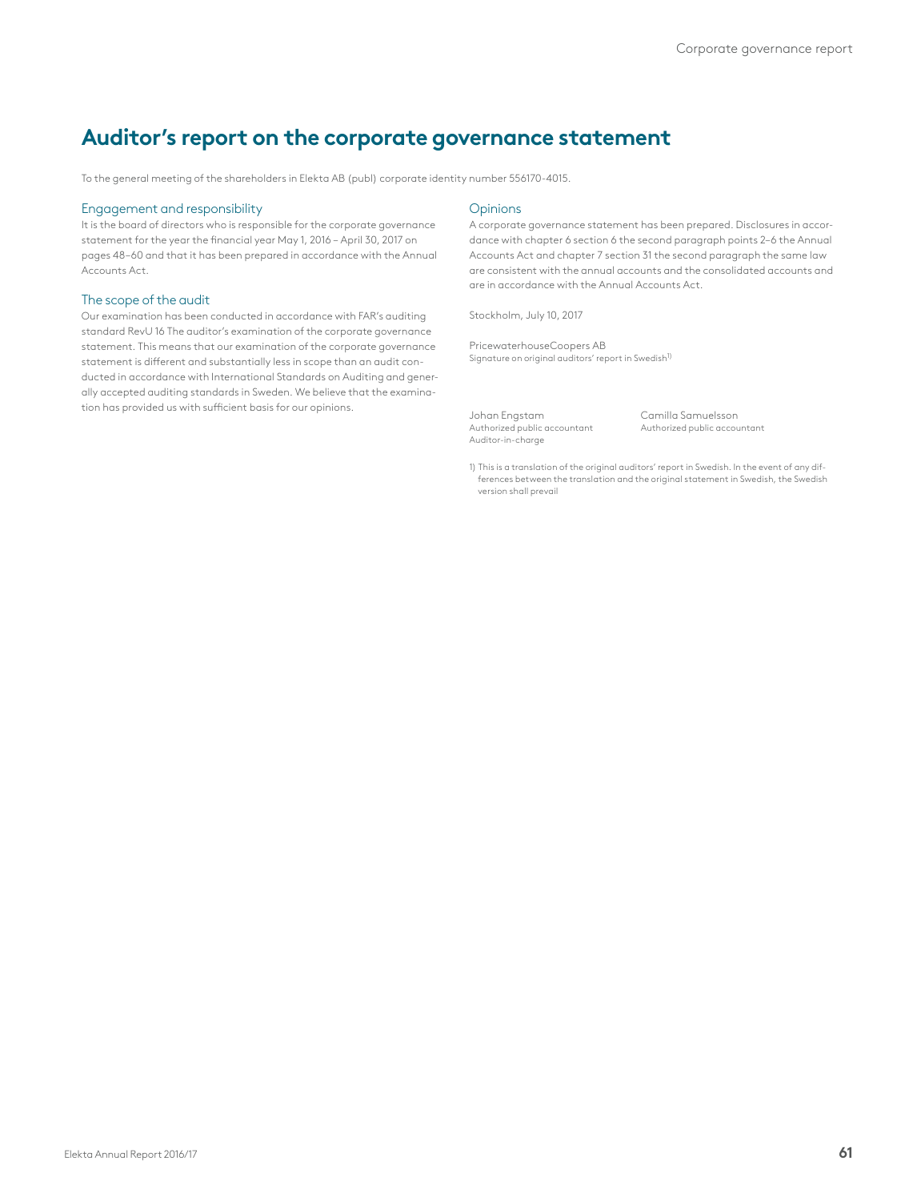# Auditor's report on the corporate governance statement

To the general meeting of the shareholders in Elekta AB (publ) corporate identity number 556170-4015.

## Engagement and responsibility

It is the board of directors who is responsible for the corporate governance statement for the year the financial year May 1, 2016 – April 30, 2017 on pages 48–60 and that it has been prepared in accordance with the Annual Accounts Act.

## The scope of the audit

Our examination has been conducted in accordance with FAR's auditing standard RevU 16 The auditor's examination of the corporate governance statement. This means that our examination of the corporate governance statement is different and substantially less in scope than an audit conducted in accordance with International Standards on Auditing and generally accepted auditing standards in Sweden. We believe that the examination has provided us with sufficient basis for our opinions.

## Opinions

A corporate governance statement has been prepared. Disclosures in accordance with chapter 6 section 6 the second paragraph points 2–6 the Annual Accounts Act and chapter 7 section 31 the second paragraph the same law are consistent with the annual accounts and the consolidated accounts and are in accordance with the Annual Accounts Act.

Stockholm, July 10, 2017

PricewaterhouseCoopers AB
Signature on original auditors' report in Swedish[1)]

Johan Engstam
Authorized public accountant
Auditor-in-charge

Camilla Samuelsson
Authorized public accountant

1) This is a translation of the original auditors' report in Swedish. In the event of any differences between the translation and the original statement in Swedish, the Swedish version shall prevail